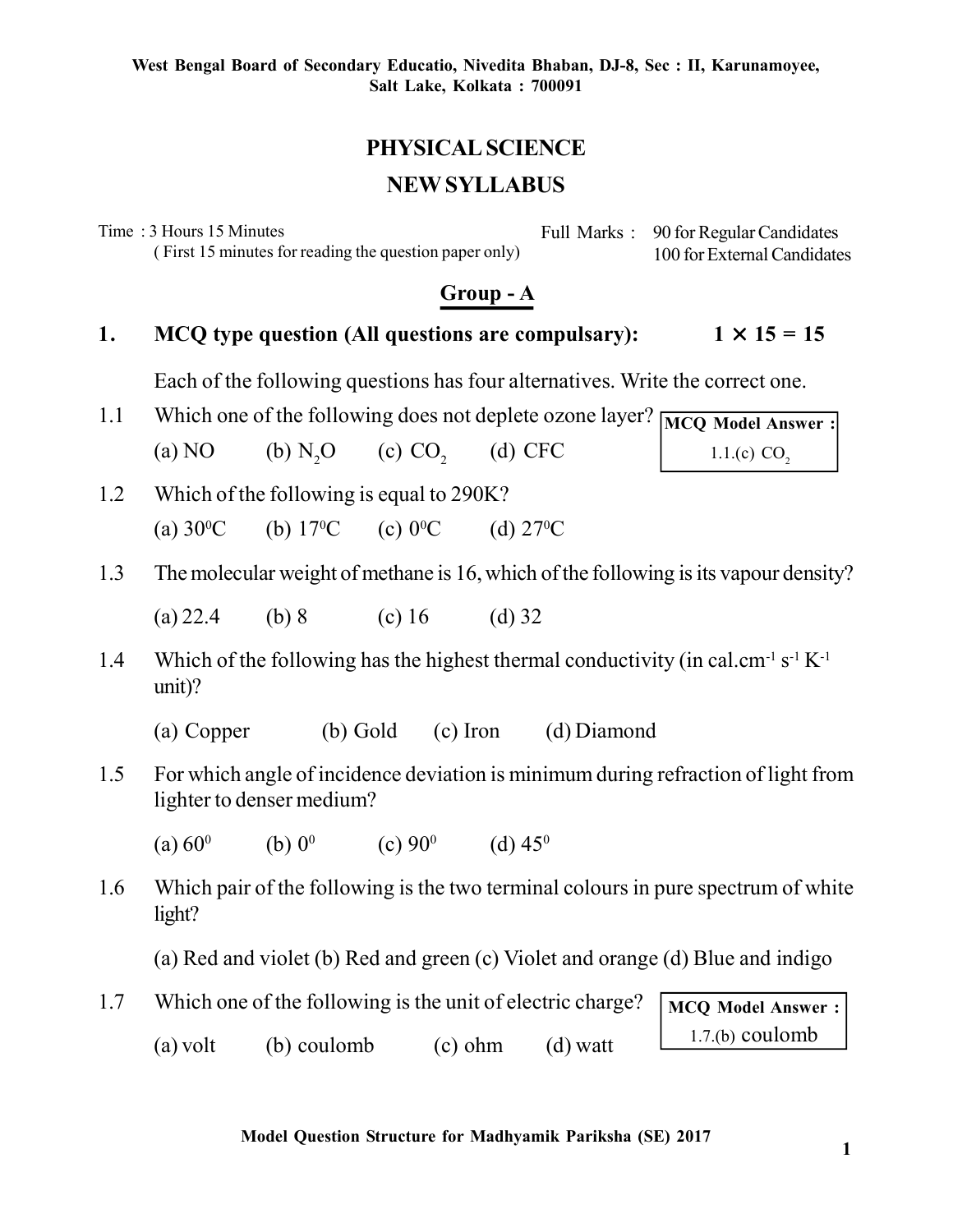West Bengal Board of Secondary Educatio, Nivedita Bhaban, DJ-8, Sec : II, Karunamoyee, Salt Lake, Kolkata : 700091

# PHYSICAL SCIENCE

## NEW SYLLABUS

Time : 3 Hours 15 Minutes
( First 15 minutes for reading the question paper only)

Full Marks : 90 for Regular Candidates
100 for External Candidates

## Group - A

**1. MCQ type question (All questions are compulsary): $1 \times 15 = 15$**

Each of the following questions has four alternatives. Write the correct one.

1.1 Which one of the following does not deplete ozone layer?

(a) NO (b) $N_2O$ (c) $CO_2$ (d) CFC

**MCQ Model Answer :**
1.1.(c) $CO_2$

1.2 Which of the following is equal to 290K?

(a) $30^0C$ (b) $17^0C$ (c) $0^0C$ (d) $27^0C$

1.3 The molecular weight of methane is 16, which of the following is its vapour density?

(a) 22.4 (b) 8 (c) 16 (d) 32

1.4 Which of the following has the highest thermal conductivity (in cal.cm$^{-1}$ s$^{-1}$ K$^{-1}$ unit)?

(a) Copper (b) Gold (c) Iron (d) Diamond

1.5 For which angle of incidence deviation is minimum during refraction of light from lighter to denser medium?

(a) $60^0$ (b) $0^0$ (c) $90^0$ (d) $45^0$

1.6 Which pair of the following is the two terminal colours in pure spectrum of white light?

(a) Red and violet (b) Red and green (c) Violet and orange (d) Blue and indigo

1.7 Which one of the following is the unit of electric charge?

(a) volt (b) coulomb (c) ohm (d) watt

**MCQ Model Answer :**
1.7.(b) coulomb

Model Question Structure for Madhyamik Pariksha (SE) 2017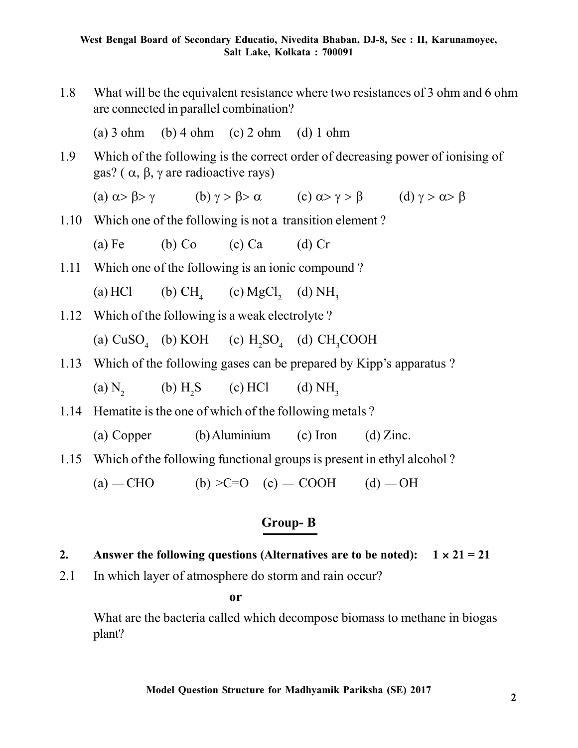1.8 What will be the equivalent resistance where two resistances of 3 ohm and 6 ohm are connected in parallel combination?

(a) 3 ohm (b) 4 ohm (c) 2 ohm (d) 1 ohm

1.9 Which of the following is the correct order of decreasing power of ionising of gas? ( $\alpha$, $\beta$, $\gamma$ are radioactive rays)

(a) $\alpha > \beta > \gamma$ (b) $\gamma > \beta > \alpha$ (c) $\alpha > \gamma > \beta$ (d) $\gamma > \alpha > \beta$

1.10 Which one of the following is not a transition element ?

(a) Fe (b) Co (c) Ca (d) Cr

1.11 Which one of the following is an ionic compound ?

(a) HCl (b) $CH_4$ (c) $MgCl_2$ (d) $NH_3$

1.12 Which of the following is a weak electrolyte ?

(a) $CuSO_4$ (b) KOH (c) $H_2SO_4$ (d) $CH_3COOH$

1.13 Which of the following gases can be prepared by Kipp's apparatus ?

(a) $N_2$ (b) $H_2S$ (c) HCl (d) $NH_3$

1.14 Hematite is the one of which of the following metals ?

(a) Copper (b) Aluminium (c) Iron (d) Zinc.

1.15 Which of the following functional groups is present in ethyl alcohol ?

(a) — CHO (b) >C=O (c) — COOH (d) — OH

## Group- B

**2. Answer the following questions (Alternatives are to be noted): 1 × 21 = 21**

2.1 In which layer of atmosphere do storm and rain occur?

**or**

What are the bacteria called which decompose biomass to methane in biogas plant?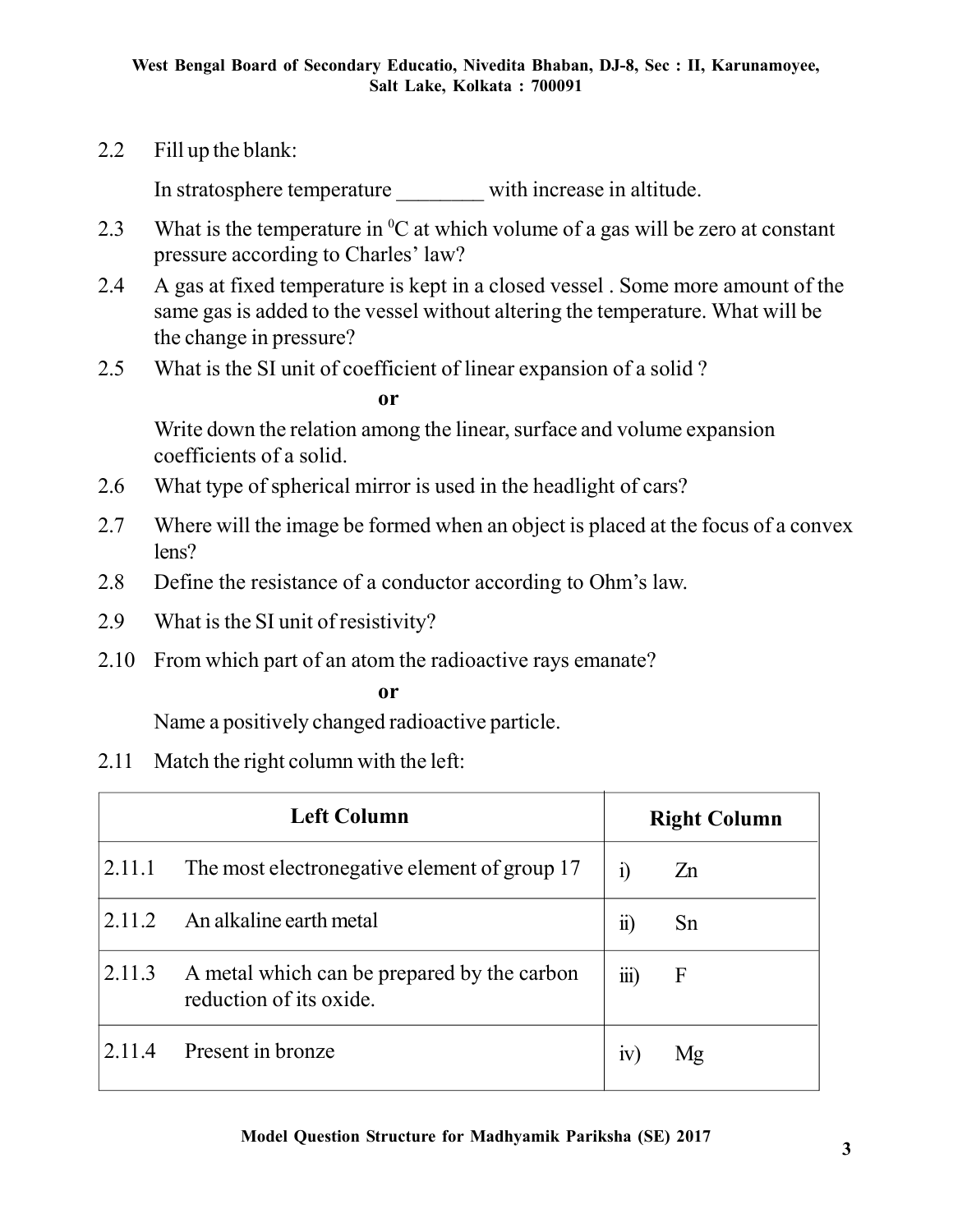2.2 Fill up the blank:

In stratosphere temperature ________ with increase in altitude.

2.3 What is the temperature in $^0C$ at which volume of a gas will be zero at constant pressure according to Charles' law?

2.4 A gas at fixed temperature is kept in a closed vessel . Some more amount of the same gas is added to the vessel without altering the temperature. What will be the change in pressure?

2.5 What is the SI unit of coefficient of linear expansion of a solid ?

**or**

Write down the relation among the linear, surface and volume expansion coefficients of a solid.

2.6 What type of spherical mirror is used in the headlight of cars?

2.7 Where will the image be formed when an object is placed at the focus of a convex lens?

2.8 Define the resistance of a conductor according to Ohm's law.

2.9 What is the SI unit of resistivity?

2.10 From which part of an atom the radioactive rays emanate?

**or**

Name a positively changed radioactive particle.

2.11 Match the right column with the left:

| Left Column | Right Column |
|---|---|
| 2.11.1 The most electronegative element of group 17 | i) Zn |
| 2.11.2 An alkaline earth metal | ii) Sn |
| 2.11.3 A metal which can be prepared by the carbon reduction of its oxide. | iii) F |
| 2.11.4 Present in bronze | iv) Mg |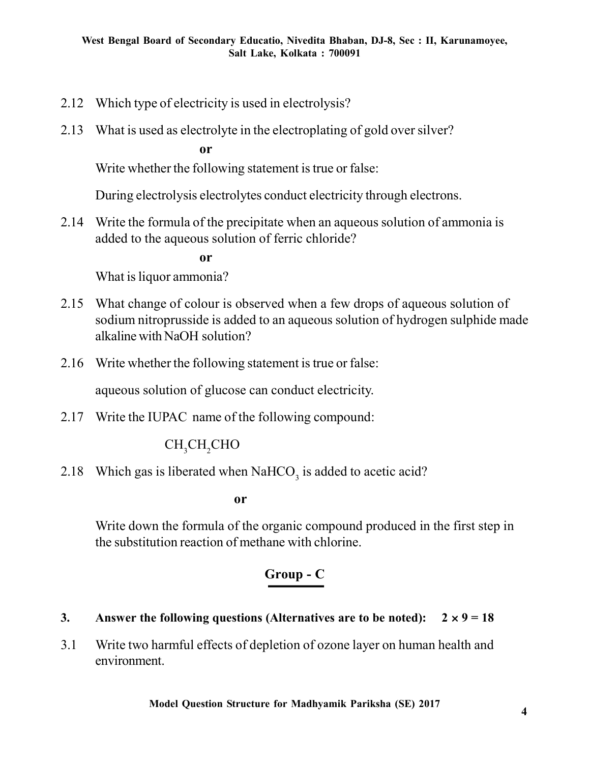2.12 Which type of electricity is used in electrolysis?

2.13 What is used as electrolyte in the electroplating of gold over silver?

**or**

Write whether the following statement is true or false:

During electrolysis electrolytes conduct electricity through electrons.

2.14 Write the formula of the precipitate when an aqueous solution of ammonia is added to the aqueous solution of ferric chloride?

**or**

What is liquor ammonia?

2.15 What change of colour is observed when a few drops of aqueous solution of sodium nitroprusside is added to an aqueous solution of hydrogen sulphide made alkaline with NaOH solution?

2.16 Write whether the following statement is true or false:

aqueous solution of glucose can conduct electricity.

2.17 Write the IUPAC name of the following compound:

$CH_3CH_2CHO$

2.18 Which gas is liberated when $NaHCO_3$ is added to acetic acid?

**or**

Write down the formula of the organic compound produced in the first step in the substitution reaction of methane with chlorine.

## Group - C

**3. Answer the following questions (Alternatives are to be noted): $2 \times 9 = 18$**

3.1 Write two harmful effects of depletion of ozone layer on human health and environment.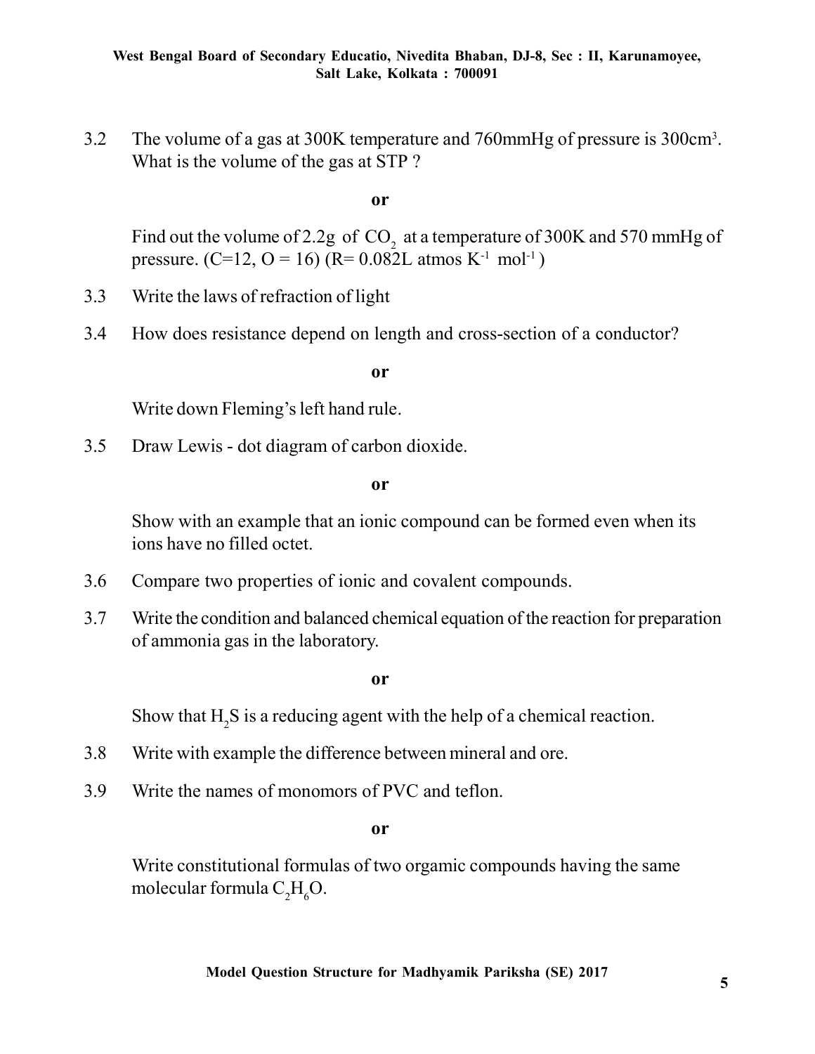3.2 The volume of a gas at 300K temperature and 760mmHg of pressure is 300cm$^3$. What is the volume of the gas at STP ?

**or**

Find out the volume of 2.2g of $CO_2$ at a temperature of 300K and 570 mmHg of pressure. (C=12, O = 16) (R= 0.082L atmos $K^{-1}$ $mol^{-1}$ )

3.3 Write the laws of refraction of light

3.4 How does resistance depend on length and cross-section of a conductor?

**or**

Write down Fleming's left hand rule.

3.5 Draw Lewis - dot diagram of carbon dioxide.

**or**

Show with an example that an ionic compound can be formed even when its ions have no filled octet.

3.6 Compare two properties of ionic and covalent compounds.

3.7 Write the condition and balanced chemical equation of the reaction for preparation of ammonia gas in the laboratory.

**or**

Show that $H_2S$ is a reducing agent with the help of a chemical reaction.

3.8 Write with example the difference between mineral and ore.

3.9 Write the names of monomors of PVC and teflon.

**or**

Write constitutional formulas of two orgamic compounds having the same molecular formula $C_2H_6O$.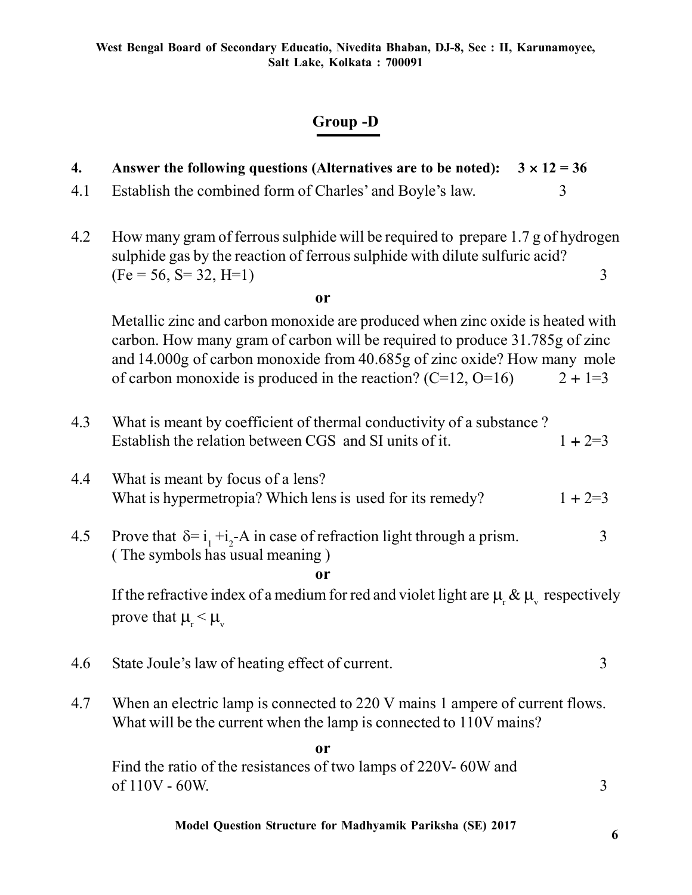## Group -D

**4. Answer the following questions (Alternatives are to be noted): $3 \times 12 = 36$**

4.1 Establish the combined form of Charles' and Boyle's law. 3

4.2 How many gram of ferrous sulphide will be required to prepare 1.7 g of hydrogen sulphide gas by the reaction of ferrous sulphide with dilute sulfuric acid? (Fe = 56, S= 32, H=1) 3

**or**

Metallic zinc and carbon monoxide are produced when zinc oxide is heated with carbon. How many gram of carbon will be required to produce 31.785g of zinc and 14.000g of carbon monoxide from 40.685g of zinc oxide? How many mole of carbon monoxide is produced in the reaction? (C=12, O=16) 2 + 1=3

4.3 What is meant by coefficient of thermal conductivity of a substance? Establish the relation between CGS and SI units of it. 1 + 2=3

4.4 What is meant by focus of a lens?
What is hypermetropia? Which lens is used for its remedy? 1 + 2=3

4.5 Prove that $\delta = i_1 + i_2 - A$ in case of refraction light through a prism. 3
( The symbols has usual meaning )

**or**

If the refractive index of a medium for red and violet light are $\mu_r$ & $\mu_v$ respectively prove that $\mu_r < \mu_v$

4.6 State Joule's law of heating effect of current. 3

4.7 When an electric lamp is connected to 220 V mains 1 ampere of current flows. What will be the current when the lamp is connected to 110V mains?

**or**

Find the ratio of the resistances of two lamps of 220V- 60W and of 110V - 60W. 3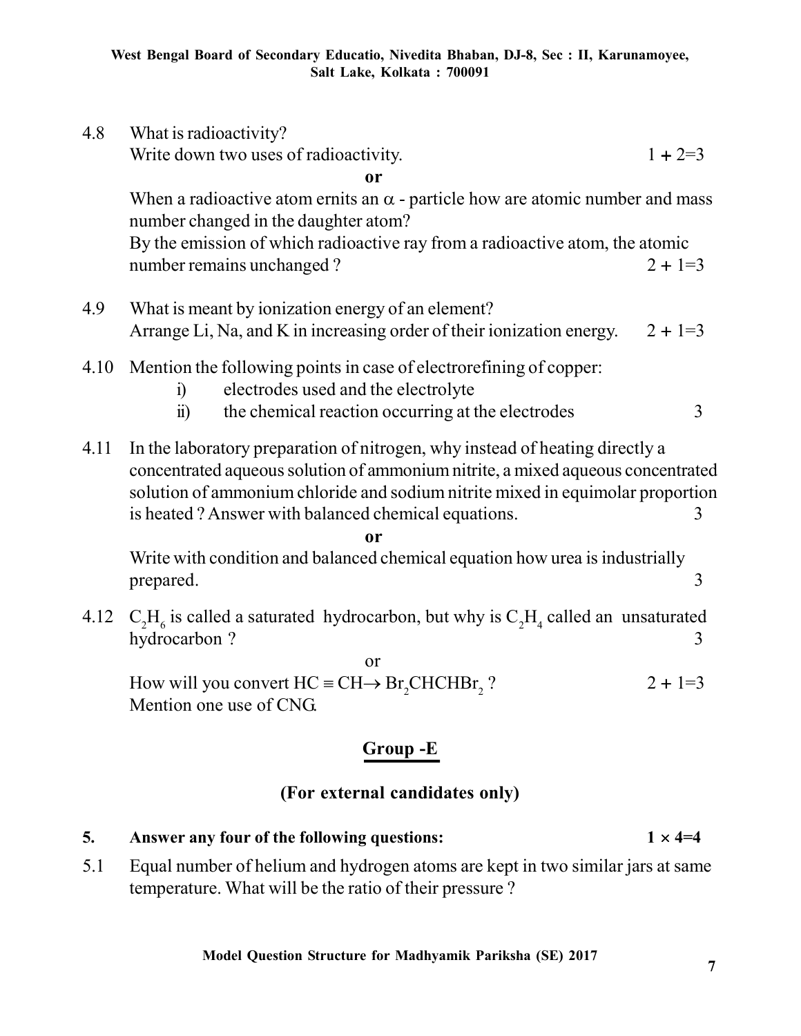4.8 What is radioactivity?
Write down two uses of radioactivity. 1 + 2=3

**or**

When a radioactive atom ernits an $\alpha$ - particle how are atomic number and mass number changed in the daughter atom?
By the emission of which radioactive ray from a radioactive atom, the atomic number remains unchanged ? 2 + 1=3

4.9 What is meant by ionization energy of an element?
Arrange Li, Na, and K in increasing order of their ionization energy. 2 + 1=3

4.10 Mention the following points in case of electrorefining of copper:

i) electrodes used and the electrolyte

ii) the chemical reaction occurring at the electrodes 3

4.11 In the laboratory preparation of nitrogen, why instead of heating directly a concentrated aqueous solution of ammonium nitrite, a mixed aqueous concentrated solution of ammonium chloride and sodium nitrite mixed in equimolar proportion is heated ? Answer with balanced chemical equations. 3

**or**

Write with condition and balanced chemical equation how urea is industrially prepared. 3

4.12 $C_2H_6$ is called a saturated hydrocarbon, but why is $C_2H_4$ called an unsaturated hydrocarbon ? 3

or

How will you convert $HC \equiv CH \rightarrow Br_2CHCHBr_2$ ? 2 + 1=3
Mention one use of CNG.

## Group -E

### (For external candidates only)

**5. Answer any four of the following questions: 1 × 4=4**

5.1 Equal number of helium and hydrogen atoms are kept in two similar jars at same temperature. What will be the ratio of their pressure ?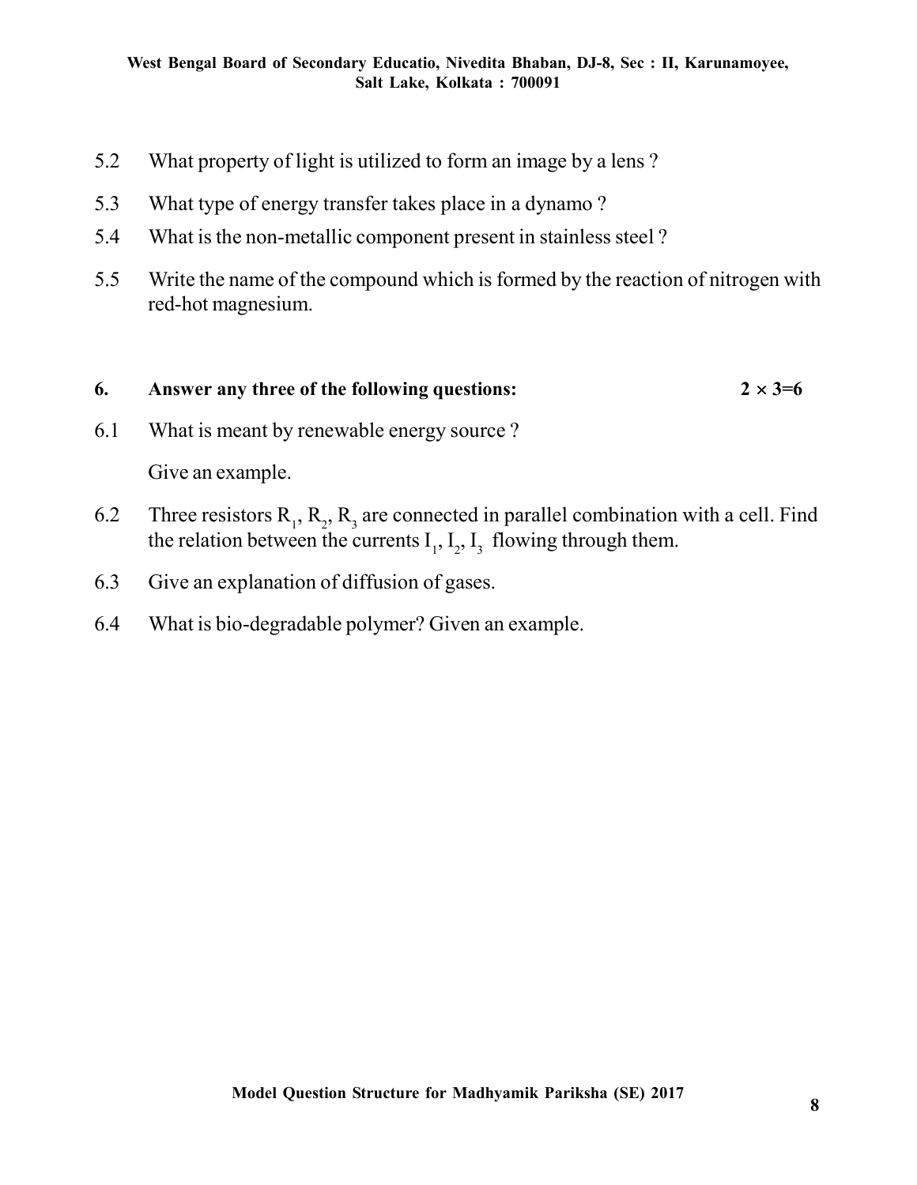5.2 What property of light is utilized to form an image by a lens ?

5.3 What type of energy transfer takes place in a dynamo ?

5.4 What is the non-metallic component present in stainless steel ?

5.5 Write the name of the compound which is formed by the reaction of nitrogen with red-hot magnesium.

**6. Answer any three of the following questions: $2 \times 3=6$**

6.1 What is meant by renewable energy source ?

Give an example.

6.2 Three resistors $R_1$, $R_2$, $R_3$ are connected in parallel combination with a cell. Find the relation between the currents $I_1$, $I_2$, $I_3$ flowing through them.

6.3 Give an explanation of diffusion of gases.

6.4 What is bio-degradable polymer? Given an example.